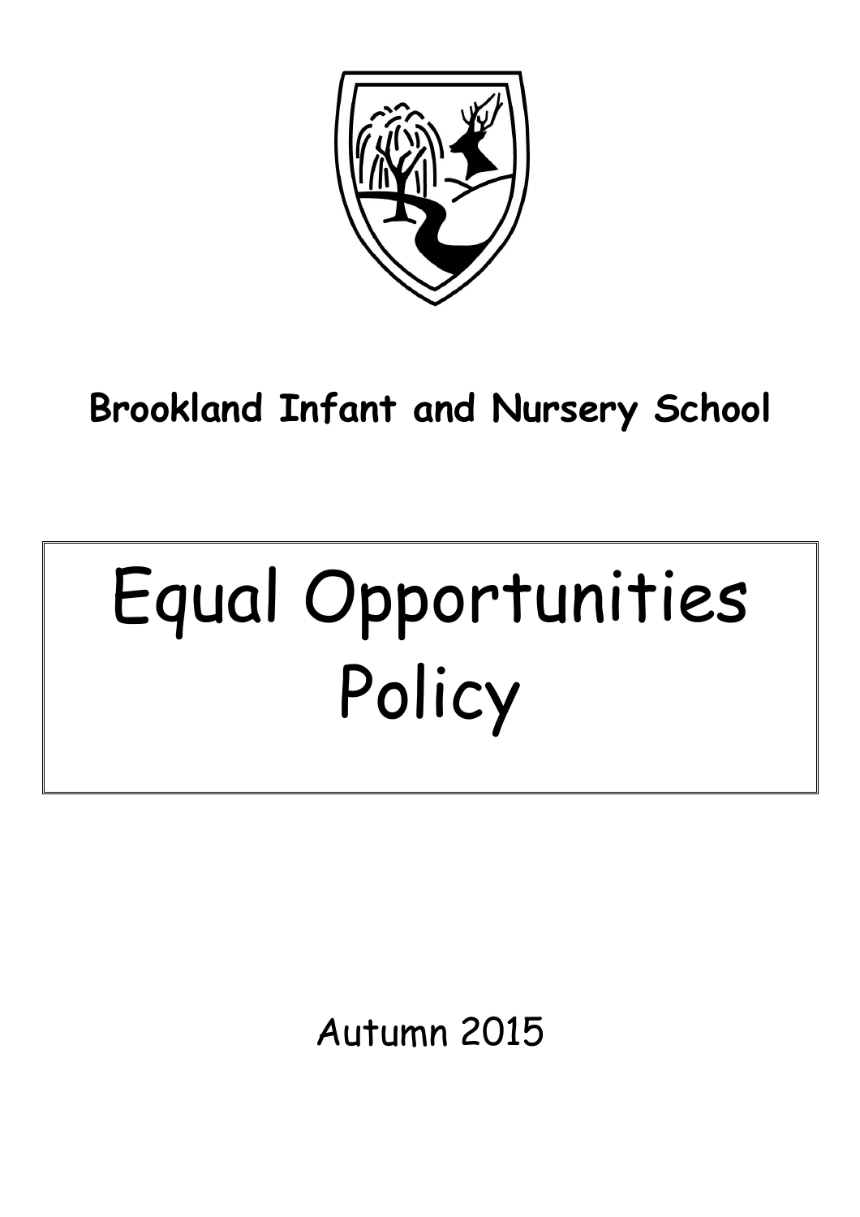**Brookland Infant and Nursery School**

# Equal Opportunities Policy

Autumn 2015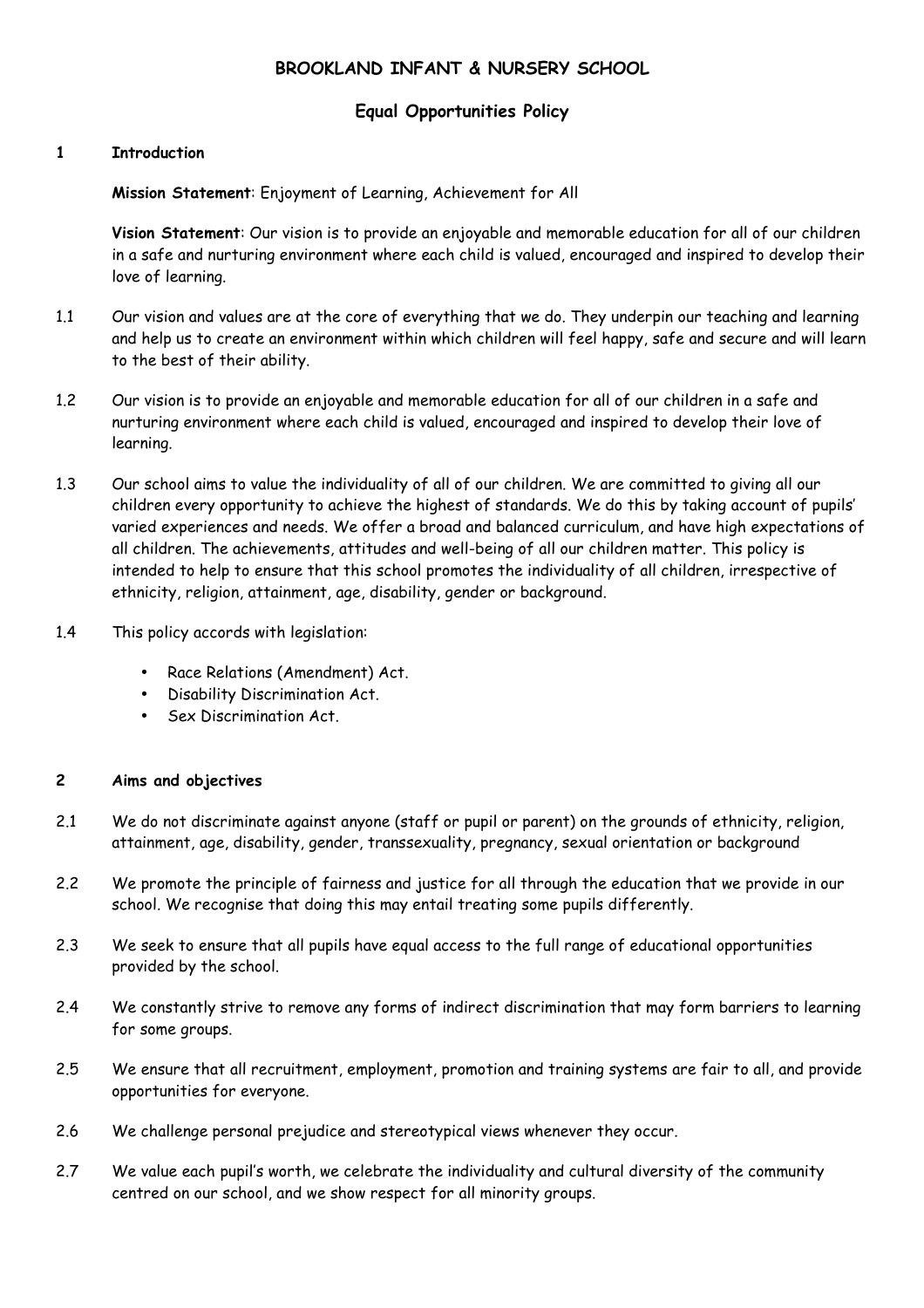# BROOKLAND INFANT & NURSERY SCHOOL

## Equal Opportunities Policy

### 1 Introduction

**Mission Statement**: Enjoyment of Learning, Achievement for All

**Vision Statement**: Our vision is to provide an enjoyable and memorable education for all of our children in a safe and nurturing environment where each child is valued, encouraged and inspired to develop their love of learning.

1.1 Our vision and values are at the core of everything that we do. They underpin our teaching and learning and help us to create an environment within which children will feel happy, safe and secure and will learn to the best of their ability.

1.2 Our vision is to provide an enjoyable and memorable education for all of our children in a safe and nurturing environment where each child is valued, encouraged and inspired to develop their love of learning.

1.3 Our school aims to value the individuality of all of our children. We are committed to giving all our children every opportunity to achieve the highest of standards. We do this by taking account of pupils' varied experiences and needs. We offer a broad and balanced curriculum, and have high expectations of all children. The achievements, attitudes and well-being of all our children matter. This policy is intended to help to ensure that this school promotes the individuality of all children, irrespective of ethnicity, religion, attainment, age, disability, gender or background.

1.4 This policy accords with legislation:

- Race Relations (Amendment) Act.
- Disability Discrimination Act.
- Sex Discrimination Act.

### 2 Aims and objectives

2.1 We do not discriminate against anyone (staff or pupil or parent) on the grounds of ethnicity, religion, attainment, age, disability, gender, transsexuality, pregnancy, sexual orientation or background

2.2 We promote the principle of fairness and justice for all through the education that we provide in our school. We recognise that doing this may entail treating some pupils differently.

2.3 We seek to ensure that all pupils have equal access to the full range of educational opportunities provided by the school.

2.4 We constantly strive to remove any forms of indirect discrimination that may form barriers to learning for some groups.

2.5 We ensure that all recruitment, employment, promotion and training systems are fair to all, and provide opportunities for everyone.

2.6 We challenge personal prejudice and stereotypical views whenever they occur.

2.7 We value each pupil's worth, we celebrate the individuality and cultural diversity of the community centred on our school, and we show respect for all minority groups.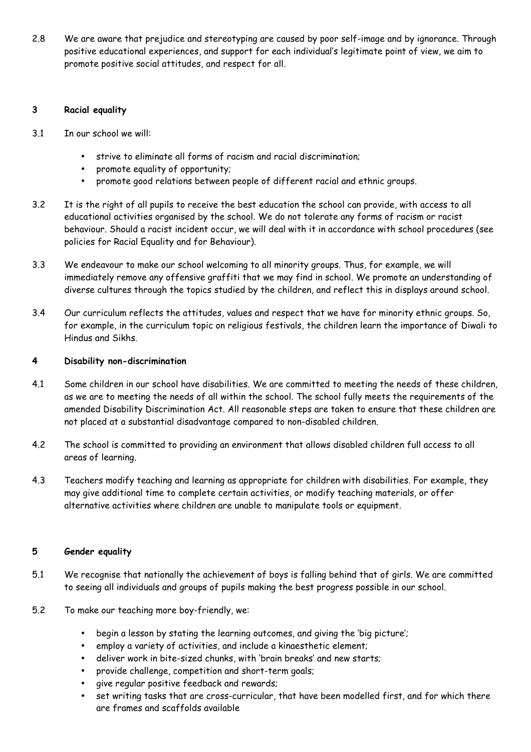2.8 We are aware that prejudice and stereotyping are caused by poor self-image and by ignorance. Through positive educational experiences, and support for each individual's legitimate point of view, we aim to promote positive social attitudes, and respect for all.

## 3 Racial equality

3.1 In our school we will:

- strive to eliminate all forms of racism and racial discrimination;
- promote equality of opportunity;
- promote good relations between people of different racial and ethnic groups.

3.2 It is the right of all pupils to receive the best education the school can provide, with access to all educational activities organised by the school. We do not tolerate any forms of racism or racist behaviour. Should a racist incident occur, we will deal with it in accordance with school procedures (see policies for Racial Equality and for Behaviour).

3.3 We endeavour to make our school welcoming to all minority groups. Thus, for example, we will immediately remove any offensive graffiti that we may find in school. We promote an understanding of diverse cultures through the topics studied by the children, and reflect this in displays around school.

3.4 Our curriculum reflects the attitudes, values and respect that we have for minority ethnic groups. So, for example, in the curriculum topic on religious festivals, the children learn the importance of Diwali to Hindus and Sikhs.

## 4 Disability non-discrimination

4.1 Some children in our school have disabilities. We are committed to meeting the needs of these children, as we are to meeting the needs of all within the school. The school fully meets the requirements of the amended Disability Discrimination Act. All reasonable steps are taken to ensure that these children are not placed at a substantial disadvantage compared to non-disabled children.

4.2 The school is committed to providing an environment that allows disabled children full access to all areas of learning.

4.3 Teachers modify teaching and learning as appropriate for children with disabilities. For example, they may give additional time to complete certain activities, or modify teaching materials, or offer alternative activities where children are unable to manipulate tools or equipment.

## 5 Gender equality

5.1 We recognise that nationally the achievement of boys is falling behind that of girls. We are committed to seeing all individuals and groups of pupils making the best progress possible in our school.

5.2 To make our teaching more boy-friendly, we:

- begin a lesson by stating the learning outcomes, and giving the 'big picture';
- employ a variety of activities, and include a kinaesthetic element;
- deliver work in bite-sized chunks, with 'brain breaks' and new starts;
- provide challenge, competition and short-term goals;
- give regular positive feedback and rewards;
- set writing tasks that are cross-curricular, that have been modelled first, and for which there are frames and scaffolds available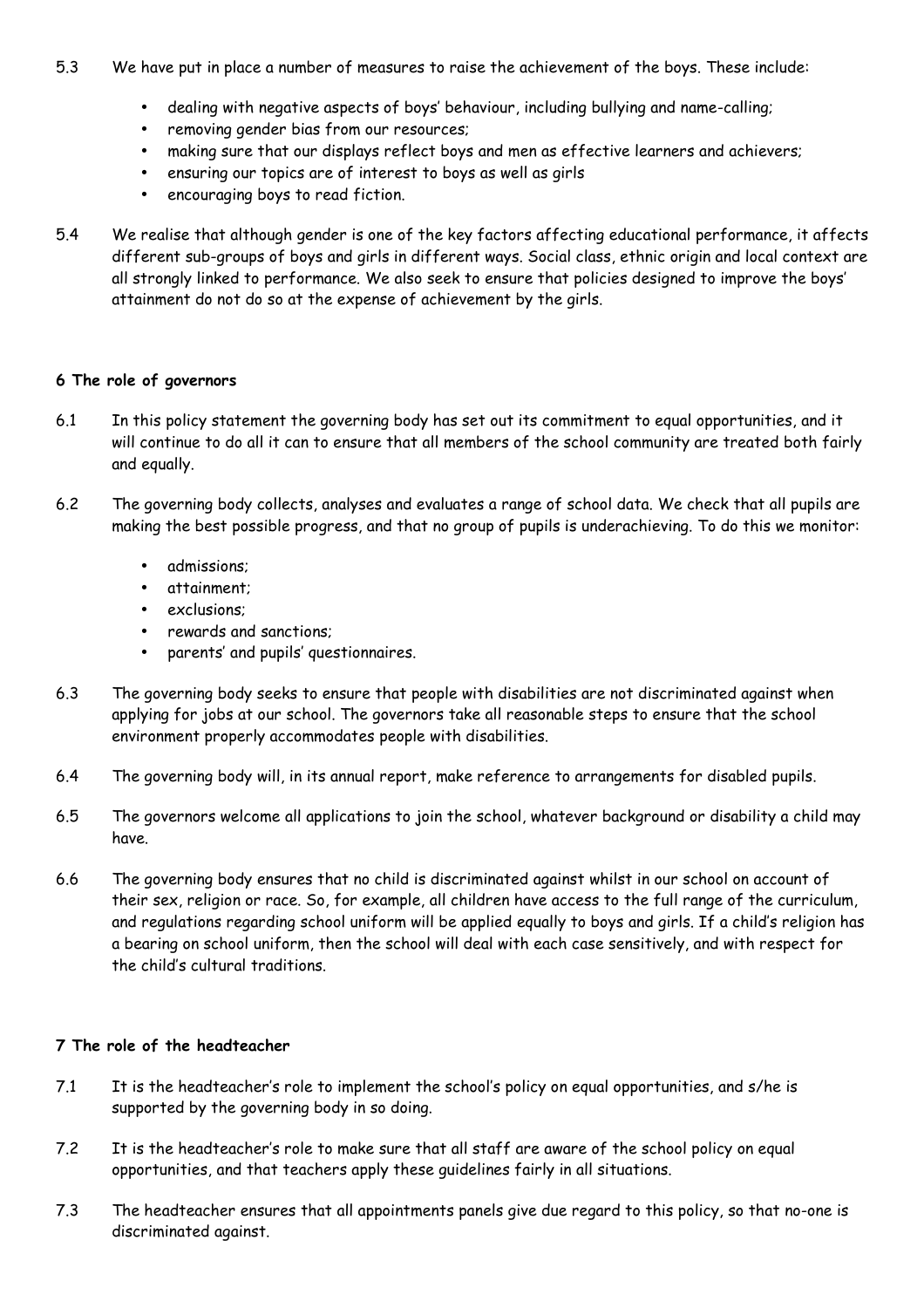5.3 We have put in place a number of measures to raise the achievement of the boys. These include:

- dealing with negative aspects of boys' behaviour, including bullying and name-calling;
- removing gender bias from our resources;
- making sure that our displays reflect boys and men as effective learners and achievers;
- ensuring our topics are of interest to boys as well as girls
- encouraging boys to read fiction.

5.4 We realise that although gender is one of the key factors affecting educational performance, it affects different sub-groups of boys and girls in different ways. Social class, ethnic origin and local context are all strongly linked to performance. We also seek to ensure that policies designed to improve the boys' attainment do not do so at the expense of achievement by the girls.

**6 The role of governors**

6.1 In this policy statement the governing body has set out its commitment to equal opportunities, and it will continue to do all it can to ensure that all members of the school community are treated both fairly and equally.

6.2 The governing body collects, analyses and evaluates a range of school data. We check that all pupils are making the best possible progress, and that no group of pupils is underachieving. To do this we monitor:

- admissions;
- attainment;
- exclusions;
- rewards and sanctions;
- parents' and pupils' questionnaires.

6.3 The governing body seeks to ensure that people with disabilities are not discriminated against when applying for jobs at our school. The governors take all reasonable steps to ensure that the school environment properly accommodates people with disabilities.

6.4 The governing body will, in its annual report, make reference to arrangements for disabled pupils.

6.5 The governors welcome all applications to join the school, whatever background or disability a child may have.

6.6 The governing body ensures that no child is discriminated against whilst in our school on account of their sex, religion or race. So, for example, all children have access to the full range of the curriculum, and regulations regarding school uniform will be applied equally to boys and girls. If a child's religion has a bearing on school uniform, then the school will deal with each case sensitively, and with respect for the child's cultural traditions.

**7 The role of the headteacher**

7.1 It is the headteacher's role to implement the school's policy on equal opportunities, and s/he is supported by the governing body in so doing.

7.2 It is the headteacher's role to make sure that all staff are aware of the school policy on equal opportunities, and that teachers apply these guidelines fairly in all situations.

7.3 The headteacher ensures that all appointments panels give due regard to this policy, so that no-one is discriminated against.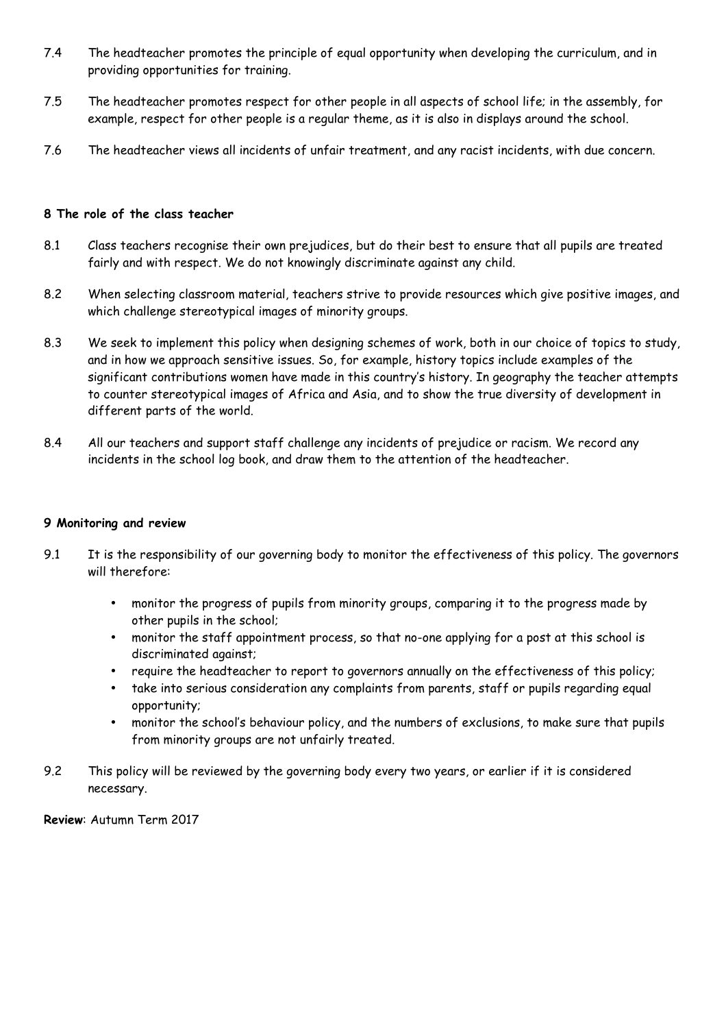7.4 The headteacher promotes the principle of equal opportunity when developing the curriculum, and in providing opportunities for training.

7.5 The headteacher promotes respect for other people in all aspects of school life; in the assembly, for example, respect for other people is a regular theme, as it is also in displays around the school.

7.6 The headteacher views all incidents of unfair treatment, and any racist incidents, with due concern.

## 8 The role of the class teacher

8.1 Class teachers recognise their own prejudices, but do their best to ensure that all pupils are treated fairly and with respect. We do not knowingly discriminate against any child.

8.2 When selecting classroom material, teachers strive to provide resources which give positive images, and which challenge stereotypical images of minority groups.

8.3 We seek to implement this policy when designing schemes of work, both in our choice of topics to study, and in how we approach sensitive issues. So, for example, history topics include examples of the significant contributions women have made in this country's history. In geography the teacher attempts to counter stereotypical images of Africa and Asia, and to show the true diversity of development in different parts of the world.

8.4 All our teachers and support staff challenge any incidents of prejudice or racism. We record any incidents in the school log book, and draw them to the attention of the headteacher.

## 9 Monitoring and review

9.1 It is the responsibility of our governing body to monitor the effectiveness of this policy. The governors will therefore:

- monitor the progress of pupils from minority groups, comparing it to the progress made by other pupils in the school;
- monitor the staff appointment process, so that no-one applying for a post at this school is discriminated against;
- require the headteacher to report to governors annually on the effectiveness of this policy;
- take into serious consideration any complaints from parents, staff or pupils regarding equal opportunity;
- monitor the school's behaviour policy, and the numbers of exclusions, to make sure that pupils from minority groups are not unfairly treated.

9.2 This policy will be reviewed by the governing body every two years, or earlier if it is considered necessary.

**Review**: Autumn Term 2017